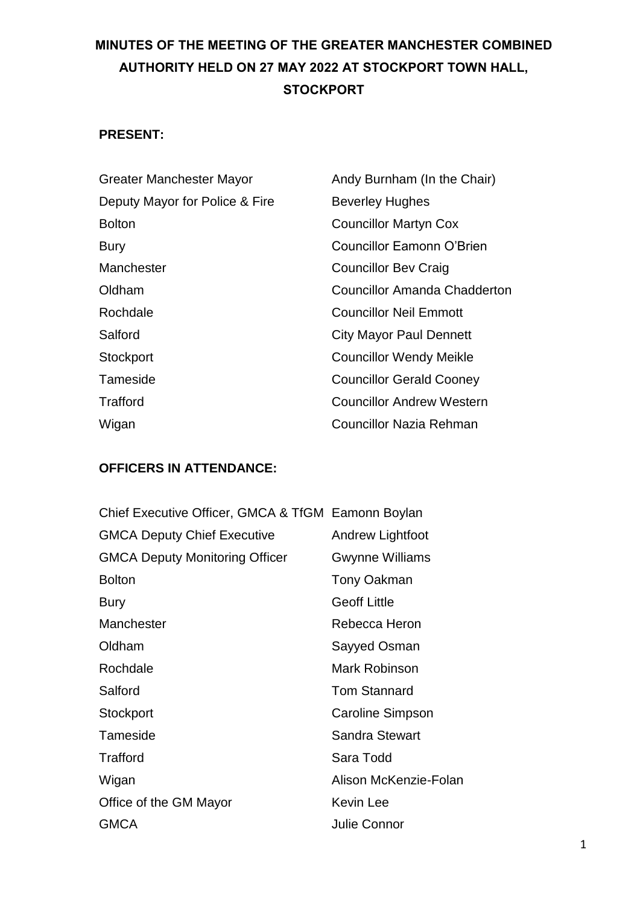# MINUTES OF THE MEETING OF THE GREATER MANCHESTER COMBINED AUTHORITY HELD ON 27 MAY 2022 AT STOCKPORT TOWN HALL, STOCKPORT

**PRESENT:**

| | |
|---|---|
| Greater Manchester Mayor | Andy Burnham (In the Chair) |
| Deputy Mayor for Police & Fire | Beverley Hughes |
| Bolton | Councillor Martyn Cox |
| Bury | Councillor Eamonn O'Brien |
| Manchester | Councillor Bev Craig |
| Oldham | Councillor Amanda Chadderton |
| Rochdale | Councillor Neil Emmott |
| Salford | City Mayor Paul Dennett |
| Stockport | Councillor Wendy Meikle |
| Tameside | Councillor Gerald Cooney |
| Trafford | Councillor Andrew Western |
| Wigan | Councillor Nazia Rehman |

**OFFICERS IN ATTENDANCE:**

| | |
|---|---|
| Chief Executive Officer, GMCA & TfGM | Eamonn Boylan |
| GMCA Deputy Chief Executive | Andrew Lightfoot |
| GMCA Deputy Monitoring Officer | Gwynne Williams |
| Bolton | Tony Oakman |
| Bury | Geoff Little |
| Manchester | Rebecca Heron |
| Oldham | Sayyed Osman |
| Rochdale | Mark Robinson |
| Salford | Tom Stannard |
| Stockport | Caroline Simpson |
| Tameside | Sandra Stewart |
| Trafford | Sara Todd |
| Wigan | Alison McKenzie-Folan |
| Office of the GM Mayor | Kevin Lee |
| GMCA | Julie Connor |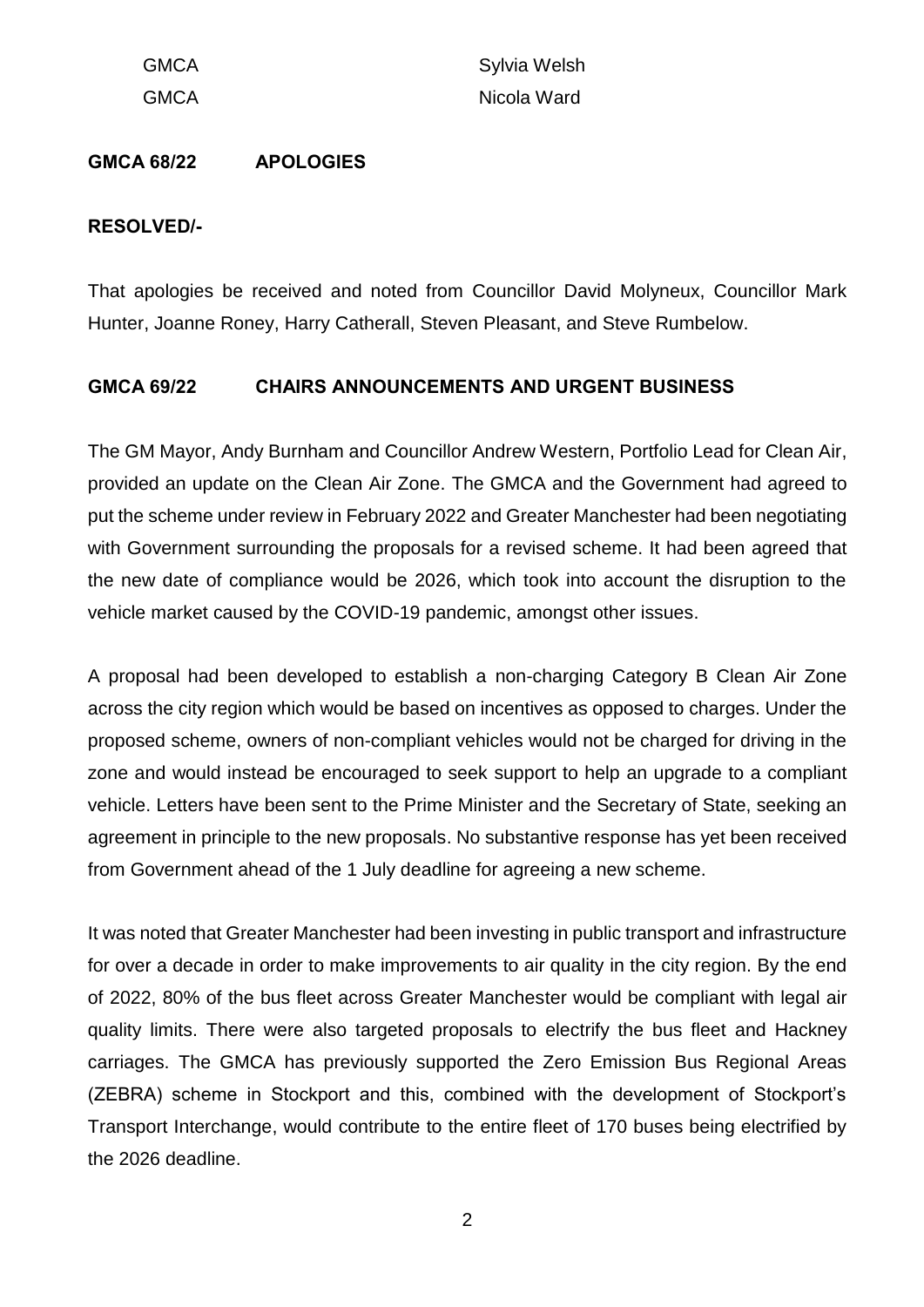| | |
|---|---|
| GMCA | Sylvia Welsh |
| GMCA | Nicola Ward |

**GMCA 68/22 APOLOGIES**

**RESOLVED/-**

That apologies be received and noted from Councillor David Molyneux, Councillor Mark Hunter, Joanne Roney, Harry Catherall, Steven Pleasant, and Steve Rumbelow.

**GMCA 69/22 CHAIRS ANNOUNCEMENTS AND URGENT BUSINESS**

The GM Mayor, Andy Burnham and Councillor Andrew Western, Portfolio Lead for Clean Air, provided an update on the Clean Air Zone. The GMCA and the Government had agreed to put the scheme under review in February 2022 and Greater Manchester had been negotiating with Government surrounding the proposals for a revised scheme. It had been agreed that the new date of compliance would be 2026, which took into account the disruption to the vehicle market caused by the COVID-19 pandemic, amongst other issues.

A proposal had been developed to establish a non-charging Category B Clean Air Zone across the city region which would be based on incentives as opposed to charges. Under the proposed scheme, owners of non-compliant vehicles would not be charged for driving in the zone and would instead be encouraged to seek support to help an upgrade to a compliant vehicle. Letters have been sent to the Prime Minister and the Secretary of State, seeking an agreement in principle to the new proposals. No substantive response has yet been received from Government ahead of the 1 July deadline for agreeing a new scheme.

It was noted that Greater Manchester had been investing in public transport and infrastructure for over a decade in order to make improvements to air quality in the city region. By the end of 2022, 80% of the bus fleet across Greater Manchester would be compliant with legal air quality limits. There were also targeted proposals to electrify the bus fleet and Hackney carriages. The GMCA has previously supported the Zero Emission Bus Regional Areas (ZEBRA) scheme in Stockport and this, combined with the development of Stockport's Transport Interchange, would contribute to the entire fleet of 170 buses being electrified by the 2026 deadline.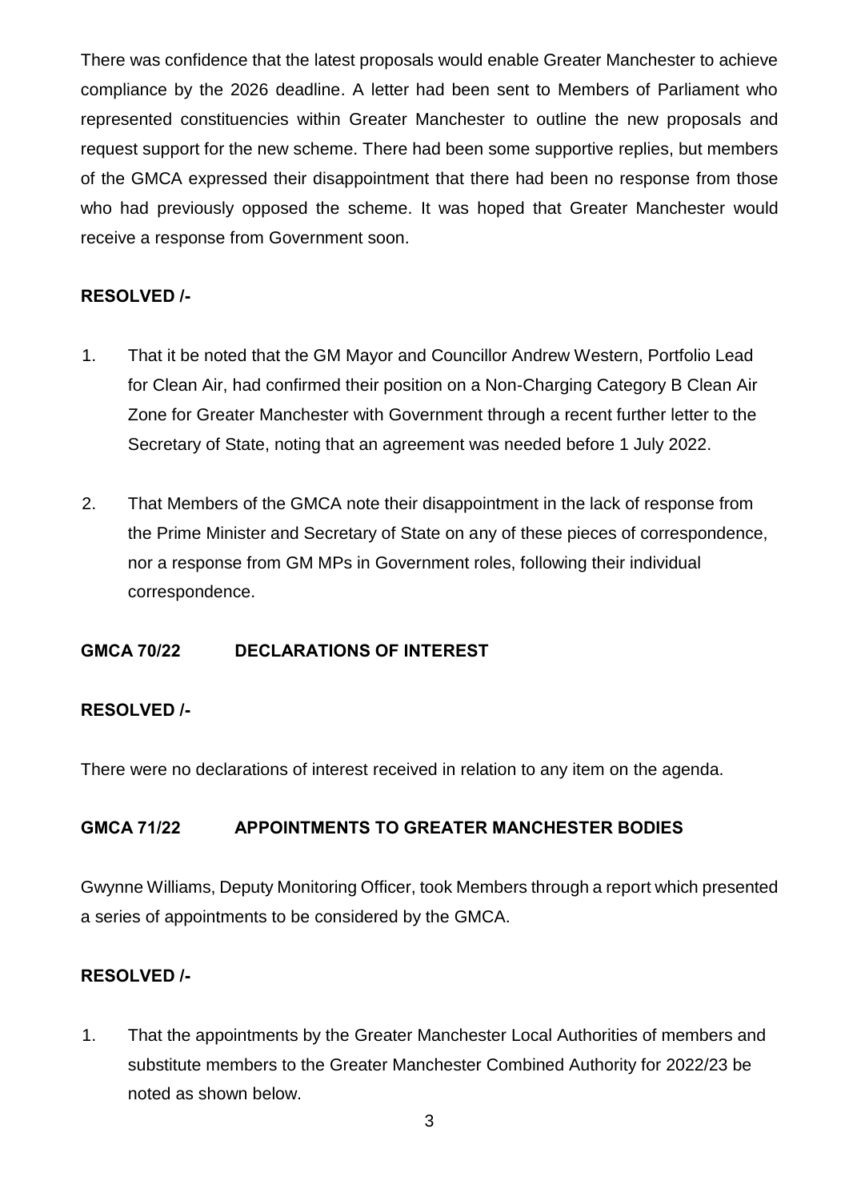There was confidence that the latest proposals would enable Greater Manchester to achieve compliance by the 2026 deadline. A letter had been sent to Members of Parliament who represented constituencies within Greater Manchester to outline the new proposals and request support for the new scheme. There had been some supportive replies, but members of the GMCA expressed their disappointment that there had been no response from those who had previously opposed the scheme. It was hoped that Greater Manchester would receive a response from Government soon.

**RESOLVED /-**

1. That it be noted that the GM Mayor and Councillor Andrew Western, Portfolio Lead for Clean Air, had confirmed their position on a Non-Charging Category B Clean Air Zone for Greater Manchester with Government through a recent further letter to the Secretary of State, noting that an agreement was needed before 1 July 2022.

2. That Members of the GMCA note their disappointment in the lack of response from the Prime Minister and Secretary of State on any of these pieces of correspondence, nor a response from GM MPs in Government roles, following their individual correspondence.

## GMCA 70/22 DECLARATIONS OF INTEREST

**RESOLVED /-**

There were no declarations of interest received in relation to any item on the agenda.

## GMCA 71/22 APPOINTMENTS TO GREATER MANCHESTER BODIES

Gwynne Williams, Deputy Monitoring Officer, took Members through a report which presented a series of appointments to be considered by the GMCA.

**RESOLVED /-**

1. That the appointments by the Greater Manchester Local Authorities of members and substitute members to the Greater Manchester Combined Authority for 2022/23 be noted as shown below.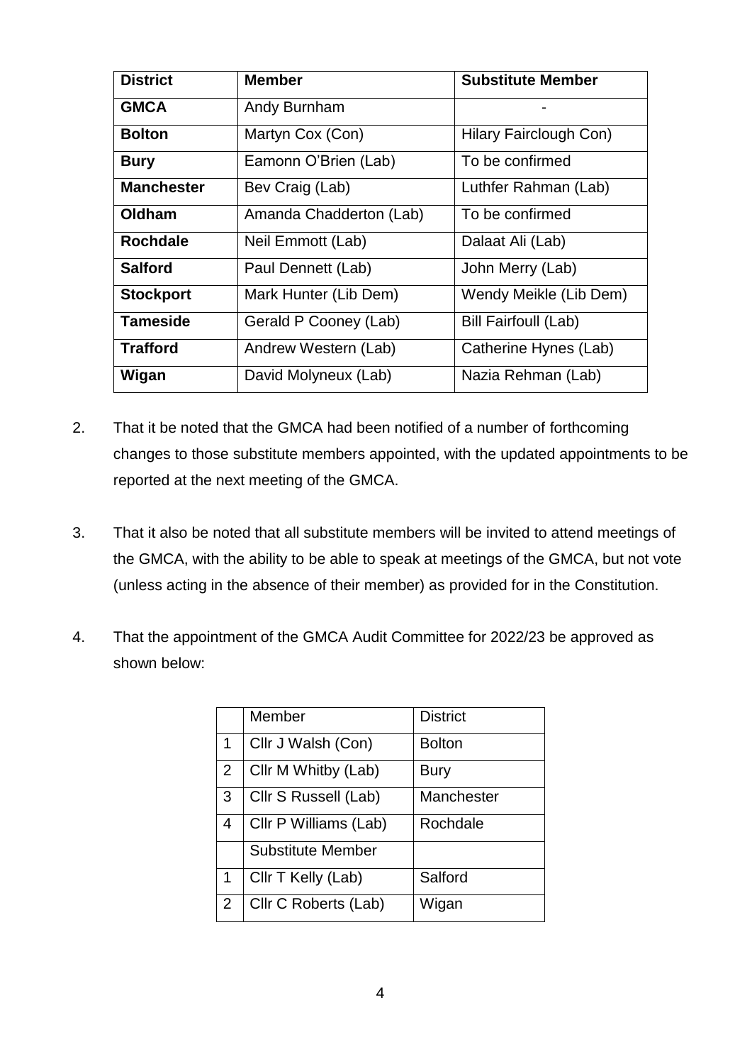| **District** | **Member** | **Substitute Member** |
|---|---|---|
| **GMCA** | Andy Burnham | - |
| **Bolton** | Martyn Cox (Con) | Hilary Fairclough Con) |
| **Bury** | Eamonn O'Brien (Lab) | To be confirmed |
| **Manchester** | Bev Craig (Lab) | Luthfer Rahman (Lab) |
| **Oldham** | Amanda Chadderton (Lab) | To be confirmed |
| **Rochdale** | Neil Emmott (Lab) | Dalaat Ali (Lab) |
| **Salford** | Paul Dennett (Lab) | John Merry (Lab) |
| **Stockport** | Mark Hunter (Lib Dem) | Wendy Meikle (Lib Dem) |
| **Tameside** | Gerald P Cooney (Lab) | Bill Fairfoull (Lab) |
| **Trafford** | Andrew Western (Lab) | Catherine Hynes (Lab) |
| **Wigan** | David Molyneux (Lab) | Nazia Rehman (Lab) |

2. That it be noted that the GMCA had been notified of a number of forthcoming changes to those substitute members appointed, with the updated appointments to be reported at the next meeting of the GMCA.

3. That it also be noted that all substitute members will be invited to attend meetings of the GMCA, with the ability to be able to speak at meetings of the GMCA, but not vote (unless acting in the absence of their member) as provided for in the Constitution.

4. That the appointment of the GMCA Audit Committee for 2022/23 be approved as shown below:

| | Member | District |
|---|---|---|
| 1 | Cllr J Walsh (Con) | Bolton |
| 2 | Cllr M Whitby (Lab) | Bury |
| 3 | Cllr S Russell (Lab) | Manchester |
| 4 | Cllr P Williams (Lab) | Rochdale |
| | Substitute Member | |
| 1 | Cllr T Kelly (Lab) | Salford |
| 2 | Cllr C Roberts (Lab) | Wigan |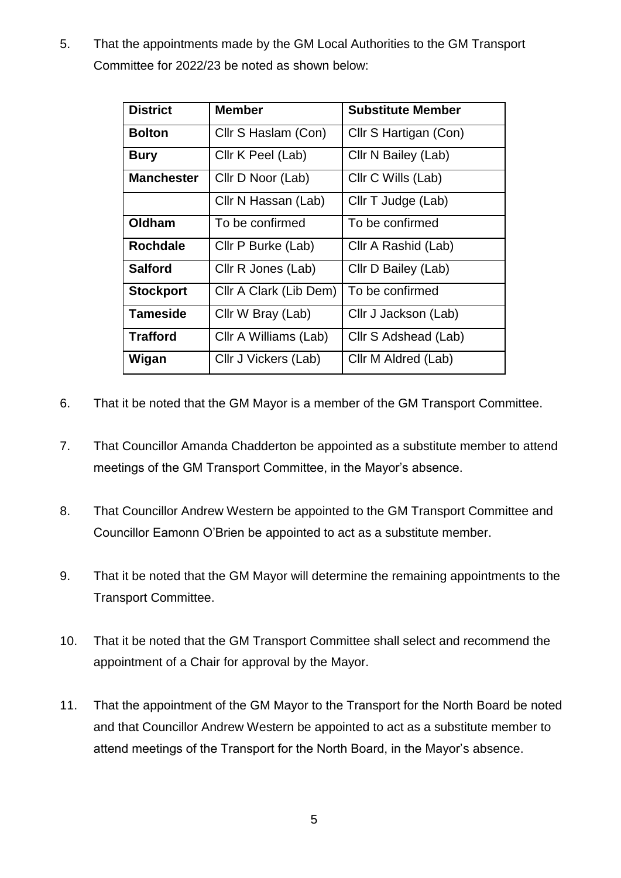5. That the appointments made by the GM Local Authorities to the GM Transport Committee for 2022/23 be noted as shown below:

| District | Member | Substitute Member |
|---|---|---|
| **Bolton** | Cllr S Haslam (Con) | Cllr S Hartigan (Con) |
| **Bury** | Cllr K Peel (Lab) | Cllr N Bailey (Lab) |
| **Manchester** | Cllr D Noor (Lab) | Cllr C Wills (Lab) |
| | Cllr N Hassan (Lab) | Cllr T Judge (Lab) |
| **Oldham** | To be confirmed | To be confirmed |
| **Rochdale** | Cllr P Burke (Lab) | Cllr A Rashid (Lab) |
| **Salford** | Cllr R Jones (Lab) | Cllr D Bailey (Lab) |
| **Stockport** | Cllr A Clark (Lib Dem) | To be confirmed |
| **Tameside** | Cllr W Bray (Lab) | Cllr J Jackson (Lab) |
| **Trafford** | Cllr A Williams (Lab) | Cllr S Adshead (Lab) |
| **Wigan** | Cllr J Vickers (Lab) | Cllr M Aldred (Lab) |

6. That it be noted that the GM Mayor is a member of the GM Transport Committee.

7. That Councillor Amanda Chadderton be appointed as a substitute member to attend meetings of the GM Transport Committee, in the Mayor's absence.

8. That Councillor Andrew Western be appointed to the GM Transport Committee and Councillor Eamonn O'Brien be appointed to act as a substitute member.

9. That it be noted that the GM Mayor will determine the remaining appointments to the Transport Committee.

10. That it be noted that the GM Transport Committee shall select and recommend the appointment of a Chair for approval by the Mayor.

11. That the appointment of the GM Mayor to the Transport for the North Board be noted and that Councillor Andrew Western be appointed to act as a substitute member to attend meetings of the Transport for the North Board, in the Mayor's absence.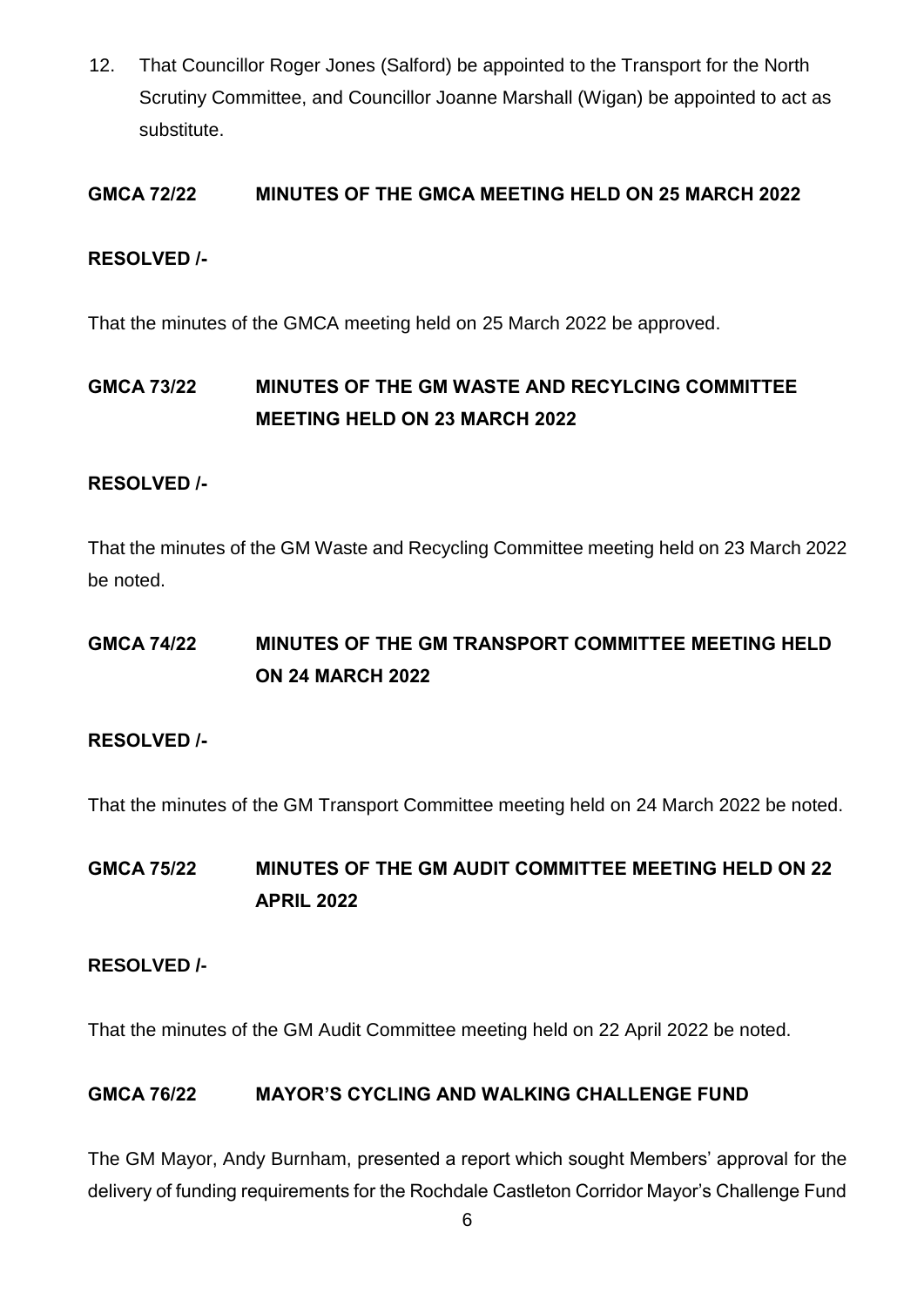12. That Councillor Roger Jones (Salford) be appointed to the Transport for the North Scrutiny Committee, and Councillor Joanne Marshall (Wigan) be appointed to act as substitute.

**GMCA 72/22 MINUTES OF THE GMCA MEETING HELD ON 25 MARCH 2022**

**RESOLVED /-**

That the minutes of the GMCA meeting held on 25 March 2022 be approved.

**GMCA 73/22 MINUTES OF THE GM WASTE AND RECYLCING COMMITTEE MEETING HELD ON 23 MARCH 2022**

**RESOLVED /-**

That the minutes of the GM Waste and Recycling Committee meeting held on 23 March 2022 be noted.

**GMCA 74/22 MINUTES OF THE GM TRANSPORT COMMITTEE MEETING HELD ON 24 MARCH 2022**

**RESOLVED /-**

That the minutes of the GM Transport Committee meeting held on 24 March 2022 be noted.

**GMCA 75/22 MINUTES OF THE GM AUDIT COMMITTEE MEETING HELD ON 22 APRIL 2022**

**RESOLVED /-**

That the minutes of the GM Audit Committee meeting held on 22 April 2022 be noted.

**GMCA 76/22 MAYOR'S CYCLING AND WALKING CHALLENGE FUND**

The GM Mayor, Andy Burnham, presented a report which sought Members' approval for the delivery of funding requirements for the Rochdale Castleton Corridor Mayor's Challenge Fund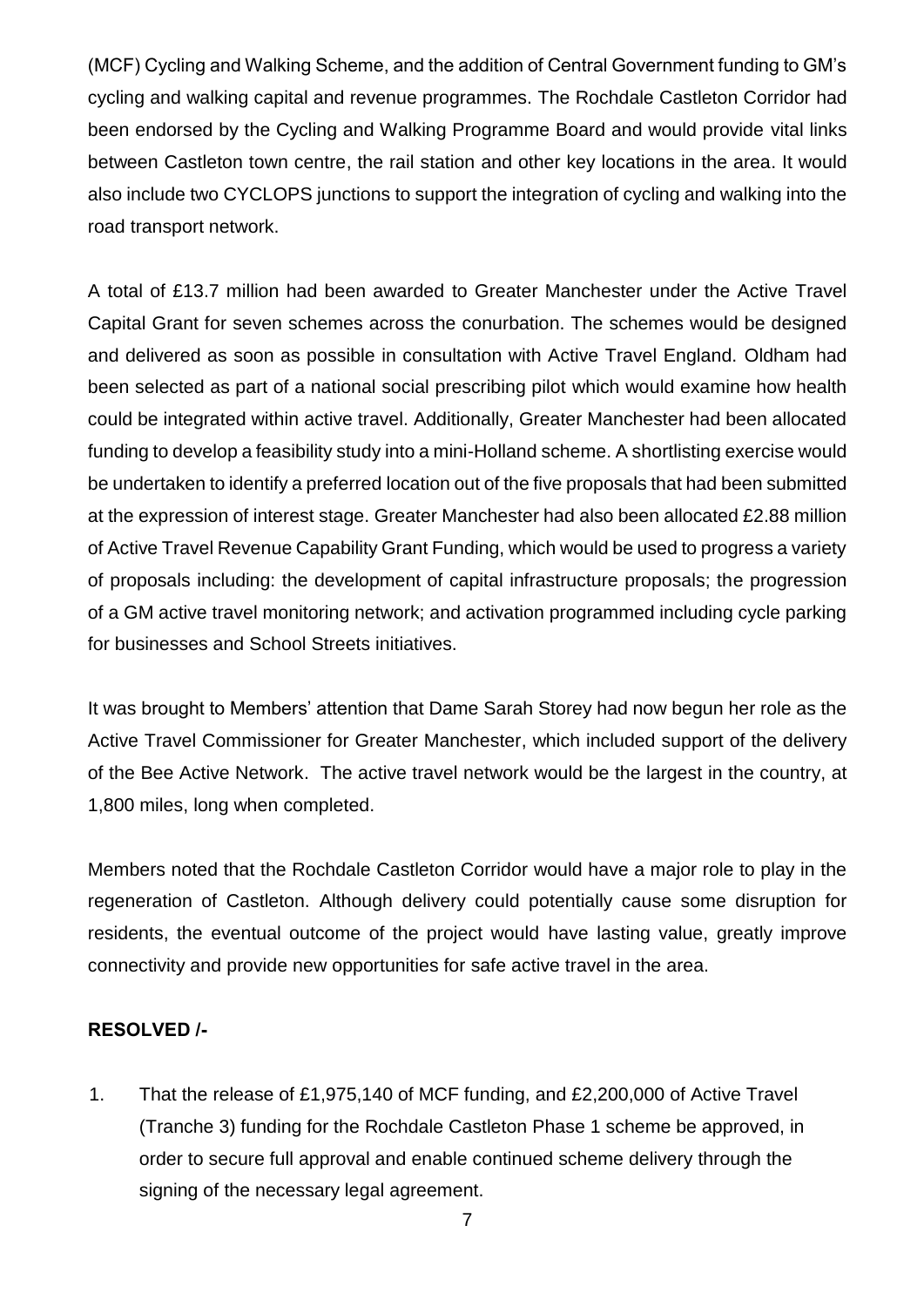(MCF) Cycling and Walking Scheme, and the addition of Central Government funding to GM's cycling and walking capital and revenue programmes. The Rochdale Castleton Corridor had been endorsed by the Cycling and Walking Programme Board and would provide vital links between Castleton town centre, the rail station and other key locations in the area. It would also include two CYCLOPS junctions to support the integration of cycling and walking into the road transport network.

A total of £13.7 million had been awarded to Greater Manchester under the Active Travel Capital Grant for seven schemes across the conurbation. The schemes would be designed and delivered as soon as possible in consultation with Active Travel England. Oldham had been selected as part of a national social prescribing pilot which would examine how health could be integrated within active travel. Additionally, Greater Manchester had been allocated funding to develop a feasibility study into a mini-Holland scheme. A shortlisting exercise would be undertaken to identify a preferred location out of the five proposals that had been submitted at the expression of interest stage. Greater Manchester had also been allocated £2.88 million of Active Travel Revenue Capability Grant Funding, which would be used to progress a variety of proposals including: the development of capital infrastructure proposals; the progression of a GM active travel monitoring network; and activation programmed including cycle parking for businesses and School Streets initiatives.

It was brought to Members' attention that Dame Sarah Storey had now begun her role as the Active Travel Commissioner for Greater Manchester, which included support of the delivery of the Bee Active Network. The active travel network would be the largest in the country, at 1,800 miles, long when completed.

Members noted that the Rochdale Castleton Corridor would have a major role to play in the regeneration of Castleton. Although delivery could potentially cause some disruption for residents, the eventual outcome of the project would have lasting value, greatly improve connectivity and provide new opportunities for safe active travel in the area.

**RESOLVED /-**

1. That the release of £1,975,140 of MCF funding, and £2,200,000 of Active Travel (Tranche 3) funding for the Rochdale Castleton Phase 1 scheme be approved, in order to secure full approval and enable continued scheme delivery through the signing of the necessary legal agreement.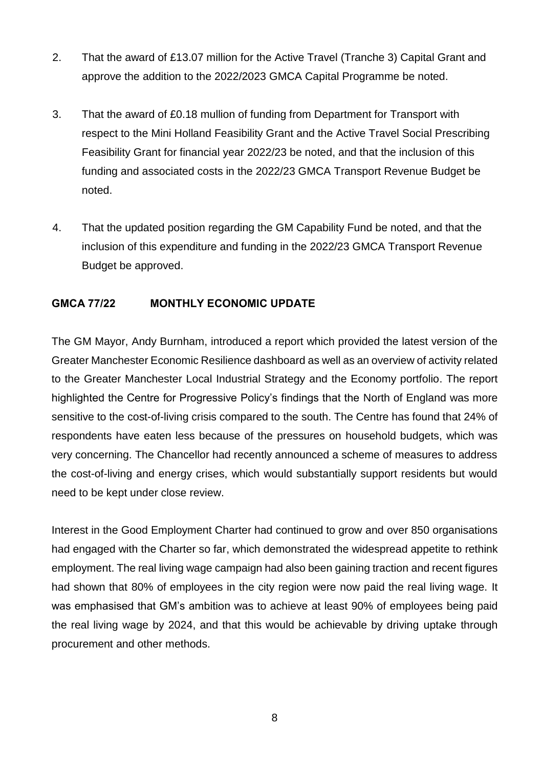2. That the award of £13.07 million for the Active Travel (Tranche 3) Capital Grant and approve the addition to the 2022/2023 GMCA Capital Programme be noted.

3. That the award of £0.18 mullion of funding from Department for Transport with respect to the Mini Holland Feasibility Grant and the Active Travel Social Prescribing Feasibility Grant for financial year 2022/23 be noted, and that the inclusion of this funding and associated costs in the 2022/23 GMCA Transport Revenue Budget be noted.

4. That the updated position regarding the GM Capability Fund be noted, and that the inclusion of this expenditure and funding in the 2022/23 GMCA Transport Revenue Budget be approved.

**GMCA 77/22 MONTHLY ECONOMIC UPDATE**

The GM Mayor, Andy Burnham, introduced a report which provided the latest version of the Greater Manchester Economic Resilience dashboard as well as an overview of activity related to the Greater Manchester Local Industrial Strategy and the Economy portfolio. The report highlighted the Centre for Progressive Policy's findings that the North of England was more sensitive to the cost-of-living crisis compared to the south. The Centre has found that 24% of respondents have eaten less because of the pressures on household budgets, which was very concerning. The Chancellor had recently announced a scheme of measures to address the cost-of-living and energy crises, which would substantially support residents but would need to be kept under close review.

Interest in the Good Employment Charter had continued to grow and over 850 organisations had engaged with the Charter so far, which demonstrated the widespread appetite to rethink employment. The real living wage campaign had also been gaining traction and recent figures had shown that 80% of employees in the city region were now paid the real living wage. It was emphasised that GM's ambition was to achieve at least 90% of employees being paid the real living wage by 2024, and that this would be achievable by driving uptake through procurement and other methods.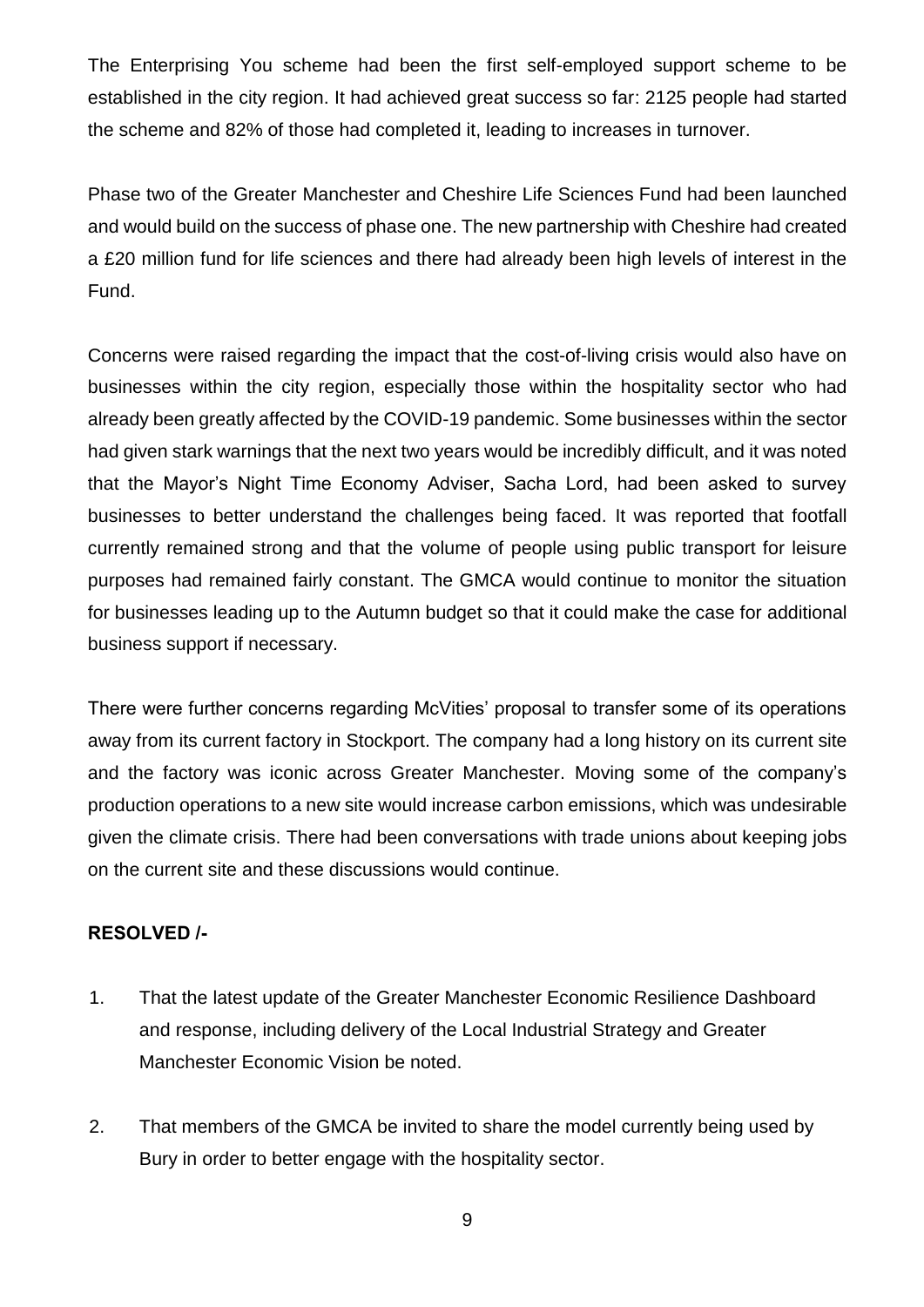The Enterprising You scheme had been the first self-employed support scheme to be established in the city region. It had achieved great success so far: 2125 people had started the scheme and 82% of those had completed it, leading to increases in turnover.

Phase two of the Greater Manchester and Cheshire Life Sciences Fund had been launched and would build on the success of phase one. The new partnership with Cheshire had created a £20 million fund for life sciences and there had already been high levels of interest in the Fund.

Concerns were raised regarding the impact that the cost-of-living crisis would also have on businesses within the city region, especially those within the hospitality sector who had already been greatly affected by the COVID-19 pandemic. Some businesses within the sector had given stark warnings that the next two years would be incredibly difficult, and it was noted that the Mayor's Night Time Economy Adviser, Sacha Lord, had been asked to survey businesses to better understand the challenges being faced. It was reported that footfall currently remained strong and that the volume of people using public transport for leisure purposes had remained fairly constant. The GMCA would continue to monitor the situation for businesses leading up to the Autumn budget so that it could make the case for additional business support if necessary.

There were further concerns regarding McVities' proposal to transfer some of its operations away from its current factory in Stockport. The company had a long history on its current site and the factory was iconic across Greater Manchester. Moving some of the company's production operations to a new site would increase carbon emissions, which was undesirable given the climate crisis. There had been conversations with trade unions about keeping jobs on the current site and these discussions would continue.

**RESOLVED /-**

1. That the latest update of the Greater Manchester Economic Resilience Dashboard and response, including delivery of the Local Industrial Strategy and Greater Manchester Economic Vision be noted.

2. That members of the GMCA be invited to share the model currently being used by Bury in order to better engage with the hospitality sector.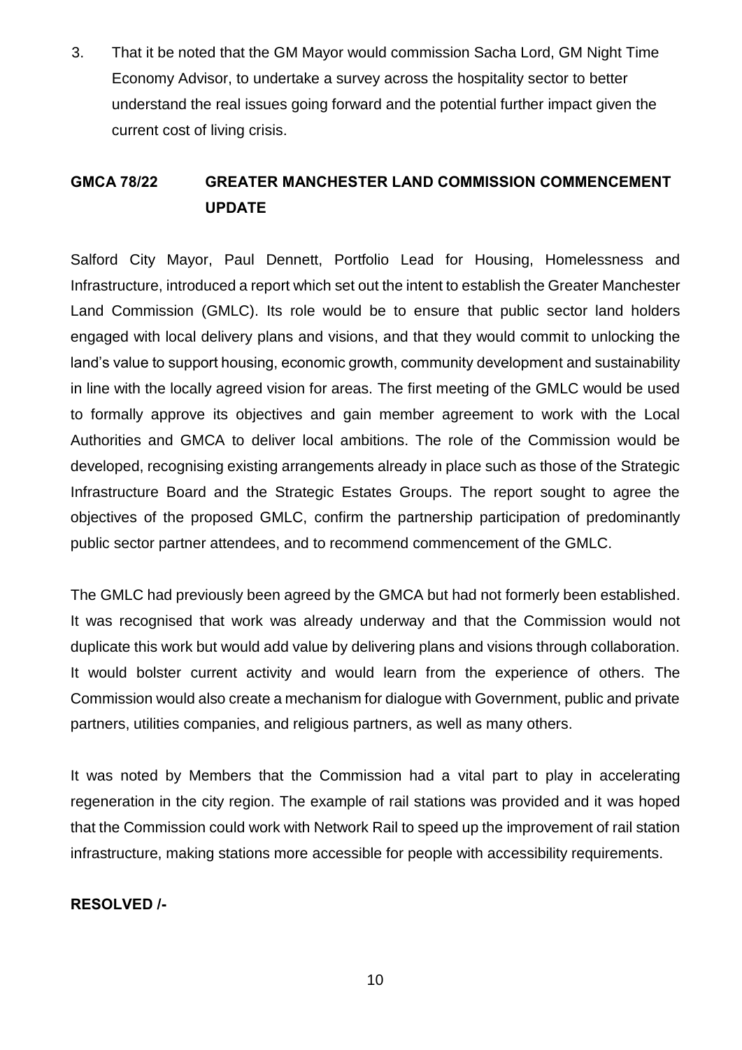3. That it be noted that the GM Mayor would commission Sacha Lord, GM Night Time Economy Advisor, to undertake a survey across the hospitality sector to better understand the real issues going forward and the potential further impact given the current cost of living crisis.

## GMCA 78/22 GREATER MANCHESTER LAND COMMISSION COMMENCEMENT UPDATE

Salford City Mayor, Paul Dennett, Portfolio Lead for Housing, Homelessness and Infrastructure, introduced a report which set out the intent to establish the Greater Manchester Land Commission (GMLC). Its role would be to ensure that public sector land holders engaged with local delivery plans and visions, and that they would commit to unlocking the land's value to support housing, economic growth, community development and sustainability in line with the locally agreed vision for areas. The first meeting of the GMLC would be used to formally approve its objectives and gain member agreement to work with the Local Authorities and GMCA to deliver local ambitions. The role of the Commission would be developed, recognising existing arrangements already in place such as those of the Strategic Infrastructure Board and the Strategic Estates Groups. The report sought to agree the objectives of the proposed GMLC, confirm the partnership participation of predominantly public sector partner attendees, and to recommend commencement of the GMLC.

The GMLC had previously been agreed by the GMCA but had not formerly been established. It was recognised that work was already underway and that the Commission would not duplicate this work but would add value by delivering plans and visions through collaboration. It would bolster current activity and would learn from the experience of others. The Commission would also create a mechanism for dialogue with Government, public and private partners, utilities companies, and religious partners, as well as many others.

It was noted by Members that the Commission had a vital part to play in accelerating regeneration in the city region. The example of rail stations was provided and it was hoped that the Commission could work with Network Rail to speed up the improvement of rail station infrastructure, making stations more accessible for people with accessibility requirements.

**RESOLVED /-**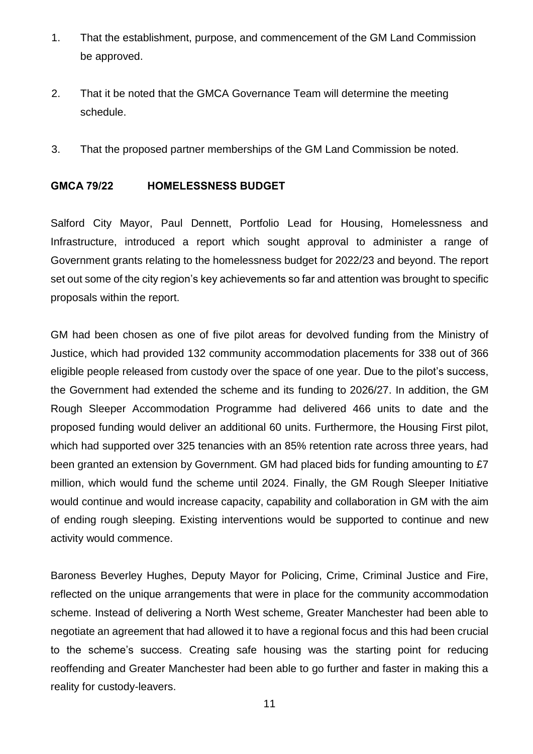1. That the establishment, purpose, and commencement of the GM Land Commission be approved.

2. That it be noted that the GMCA Governance Team will determine the meeting schedule.

3. That the proposed partner memberships of the GM Land Commission be noted.

**GMCA 79/22 HOMELESSNESS BUDGET**

Salford City Mayor, Paul Dennett, Portfolio Lead for Housing, Homelessness and Infrastructure, introduced a report which sought approval to administer a range of Government grants relating to the homelessness budget for 2022/23 and beyond. The report set out some of the city region's key achievements so far and attention was brought to specific proposals within the report.

GM had been chosen as one of five pilot areas for devolved funding from the Ministry of Justice, which had provided 132 community accommodation placements for 338 out of 366 eligible people released from custody over the space of one year. Due to the pilot's success, the Government had extended the scheme and its funding to 2026/27. In addition, the GM Rough Sleeper Accommodation Programme had delivered 466 units to date and the proposed funding would deliver an additional 60 units. Furthermore, the Housing First pilot, which had supported over 325 tenancies with an 85% retention rate across three years, had been granted an extension by Government. GM had placed bids for funding amounting to £7 million, which would fund the scheme until 2024. Finally, the GM Rough Sleeper Initiative would continue and would increase capacity, capability and collaboration in GM with the aim of ending rough sleeping. Existing interventions would be supported to continue and new activity would commence.

Baroness Beverley Hughes, Deputy Mayor for Policing, Crime, Criminal Justice and Fire, reflected on the unique arrangements that were in place for the community accommodation scheme. Instead of delivering a North West scheme, Greater Manchester had been able to negotiate an agreement that had allowed it to have a regional focus and this had been crucial to the scheme's success. Creating safe housing was the starting point for reducing reoffending and Greater Manchester had been able to go further and faster in making this a reality for custody-leavers.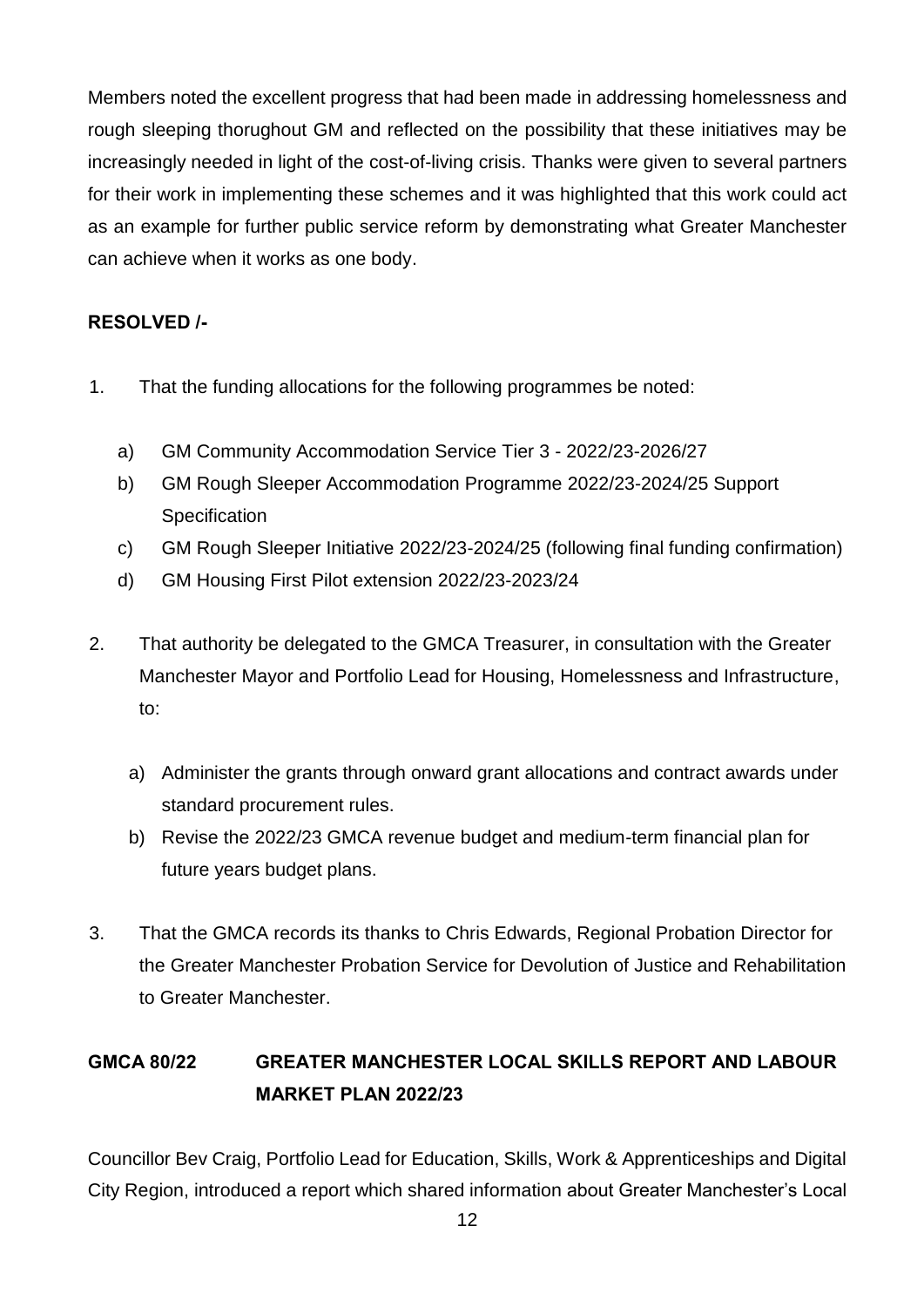Members noted the excellent progress that had been made in addressing homelessness and rough sleeping thorughout GM and reflected on the possibility that these initiatives may be increasingly needed in light of the cost-of-living crisis. Thanks were given to several partners for their work in implementing these schemes and it was highlighted that this work could act as an example for further public service reform by demonstrating what Greater Manchester can achieve when it works as one body.

**RESOLVED /-**

1. That the funding allocations for the following programmes be noted:

   a) GM Community Accommodation Service Tier 3 - 2022/23-2026/27

   b) GM Rough Sleeper Accommodation Programme 2022/23-2024/25 Support Specification

   c) GM Rough Sleeper Initiative 2022/23-2024/25 (following final funding confirmation)

   d) GM Housing First Pilot extension 2022/23-2023/24

2. That authority be delegated to the GMCA Treasurer, in consultation with the Greater Manchester Mayor and Portfolio Lead for Housing, Homelessness and Infrastructure, to:

   a) Administer the grants through onward grant allocations and contract awards under standard procurement rules.

   b) Revise the 2022/23 GMCA revenue budget and medium-term financial plan for future years budget plans.

3. That the GMCA records its thanks to Chris Edwards, Regional Probation Director for the Greater Manchester Probation Service for Devolution of Justice and Rehabilitation to Greater Manchester.

## GMCA 80/22 GREATER MANCHESTER LOCAL SKILLS REPORT AND LABOUR MARKET PLAN 2022/23

Councillor Bev Craig, Portfolio Lead for Education, Skills, Work & Apprenticeships and Digital City Region, introduced a report which shared information about Greater Manchester's Local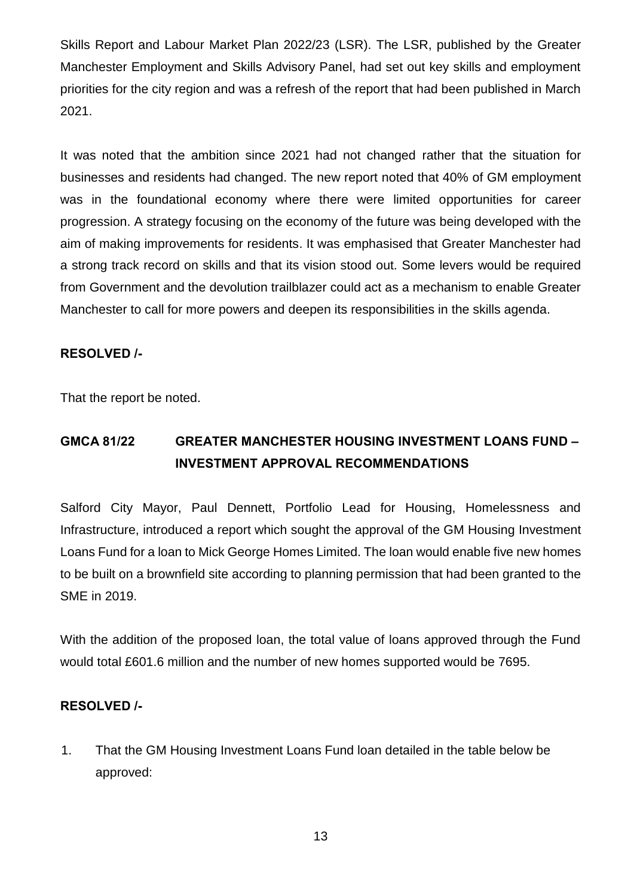Skills Report and Labour Market Plan 2022/23 (LSR). The LSR, published by the Greater Manchester Employment and Skills Advisory Panel, had set out key skills and employment priorities for the city region and was a refresh of the report that had been published in March 2021.

It was noted that the ambition since 2021 had not changed rather that the situation for businesses and residents had changed. The new report noted that 40% of GM employment was in the foundational economy where there were limited opportunities for career progression. A strategy focusing on the economy of the future was being developed with the aim of making improvements for residents. It was emphasised that Greater Manchester had a strong track record on skills and that its vision stood out. Some levers would be required from Government and the devolution trailblazer could act as a mechanism to enable Greater Manchester to call for more powers and deepen its responsibilities in the skills agenda.

**RESOLVED /-**

That the report be noted.

## GMCA 81/22 GREATER MANCHESTER HOUSING INVESTMENT LOANS FUND – INVESTMENT APPROVAL RECOMMENDATIONS

Salford City Mayor, Paul Dennett, Portfolio Lead for Housing, Homelessness and Infrastructure, introduced a report which sought the approval of the GM Housing Investment Loans Fund for a loan to Mick George Homes Limited. The loan would enable five new homes to be built on a brownfield site according to planning permission that had been granted to the SME in 2019.

With the addition of the proposed loan, the total value of loans approved through the Fund would total £601.6 million and the number of new homes supported would be 7695.

**RESOLVED /-**

1. That the GM Housing Investment Loans Fund loan detailed in the table below be approved: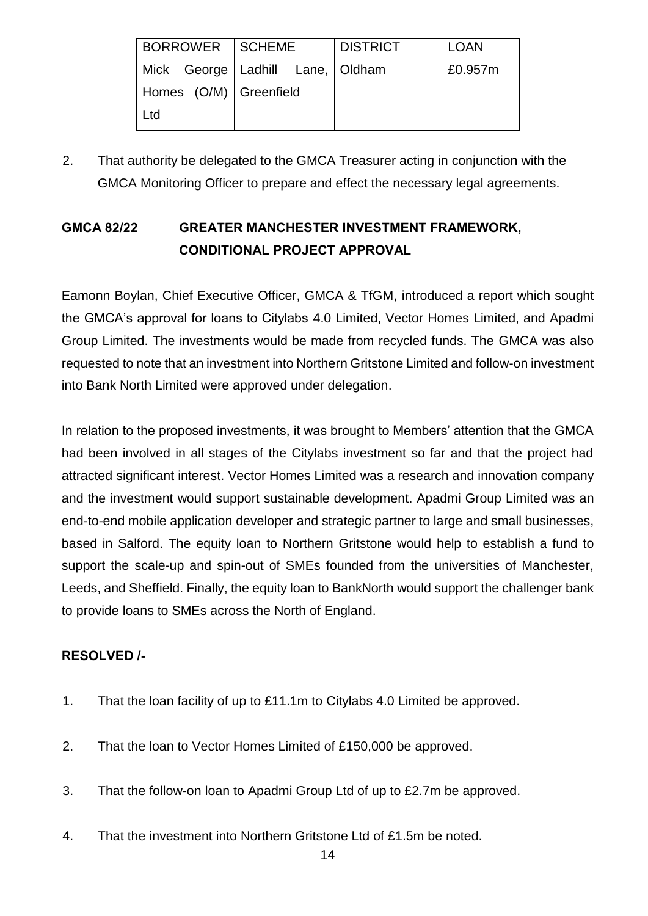| BORROWER | SCHEME | DISTRICT | LOAN |
| --- | --- | --- | --- |
| Mick George Homes (O/M) Ltd | Ladhill Lane, Greenfield | Oldham | £0.957m |

2. That authority be delegated to the GMCA Treasurer acting in conjunction with the GMCA Monitoring Officer to prepare and effect the necessary legal agreements.

## GMCA 82/22 GREATER MANCHESTER INVESTMENT FRAMEWORK, CONDITIONAL PROJECT APPROVAL

Eamonn Boylan, Chief Executive Officer, GMCA & TfGM, introduced a report which sought the GMCA's approval for loans to Citylabs 4.0 Limited, Vector Homes Limited, and Apadmi Group Limited. The investments would be made from recycled funds. The GMCA was also requested to note that an investment into Northern Gritstone Limited and follow-on investment into Bank North Limited were approved under delegation.

In relation to the proposed investments, it was brought to Members' attention that the GMCA had been involved in all stages of the Citylabs investment so far and that the project had attracted significant interest. Vector Homes Limited was a research and innovation company and the investment would support sustainable development. Apadmi Group Limited was an end-to-end mobile application developer and strategic partner to large and small businesses, based in Salford. The equity loan to Northern Gritstone would help to establish a fund to support the scale-up and spin-out of SMEs founded from the universities of Manchester, Leeds, and Sheffield. Finally, the equity loan to BankNorth would support the challenger bank to provide loans to SMEs across the North of England.

**RESOLVED /-**

1. That the loan facility of up to £11.1m to Citylabs 4.0 Limited be approved.
2. That the loan to Vector Homes Limited of £150,000 be approved.
3. That the follow-on loan to Apadmi Group Ltd of up to £2.7m be approved.
4. That the investment into Northern Gritstone Ltd of £1.5m be noted.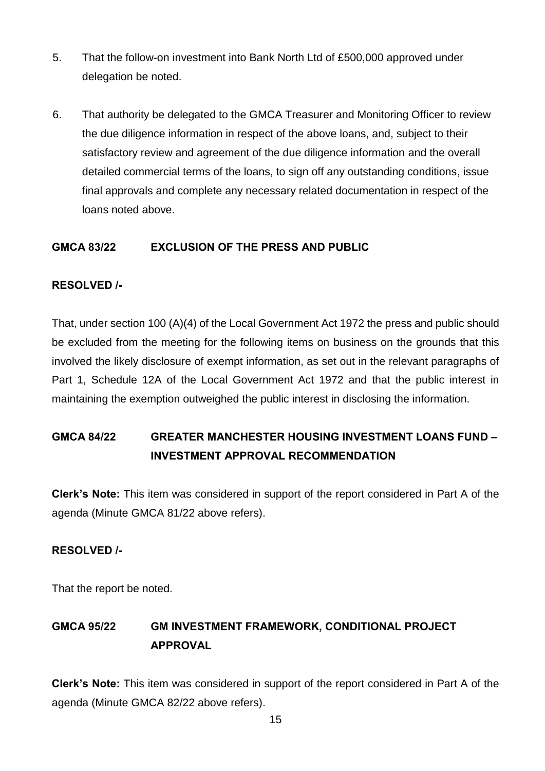5. That the follow-on investment into Bank North Ltd of £500,000 approved under delegation be noted.

6. That authority be delegated to the GMCA Treasurer and Monitoring Officer to review the due diligence information in respect of the above loans, and, subject to their satisfactory review and agreement of the due diligence information and the overall detailed commercial terms of the loans, to sign off any outstanding conditions, issue final approvals and complete any necessary related documentation in respect of the loans noted above.

## GMCA 83/22 EXCLUSION OF THE PRESS AND PUBLIC

**RESOLVED /-**

That, under section 100 (A)(4) of the Local Government Act 1972 the press and public should be excluded from the meeting for the following items on business on the grounds that this involved the likely disclosure of exempt information, as set out in the relevant paragraphs of Part 1, Schedule 12A of the Local Government Act 1972 and that the public interest in maintaining the exemption outweighed the public interest in disclosing the information.

## GMCA 84/22 GREATER MANCHESTER HOUSING INVESTMENT LOANS FUND – INVESTMENT APPROVAL RECOMMENDATION

**Clerk's Note:** This item was considered in support of the report considered in Part A of the agenda (Minute GMCA 81/22 above refers).

**RESOLVED /-**

That the report be noted.

## GMCA 95/22 GM INVESTMENT FRAMEWORK, CONDITIONAL PROJECT APPROVAL

**Clerk's Note:** This item was considered in support of the report considered in Part A of the agenda (Minute GMCA 82/22 above refers).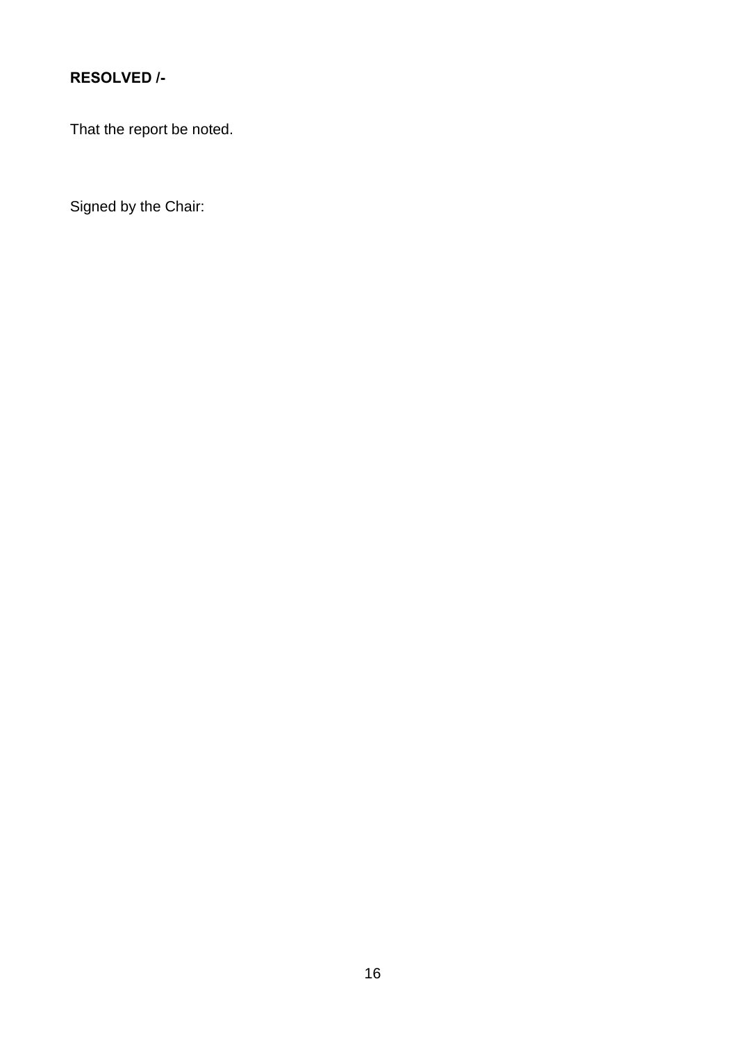**RESOLVED /-**

That the report be noted.

Signed by the Chair: